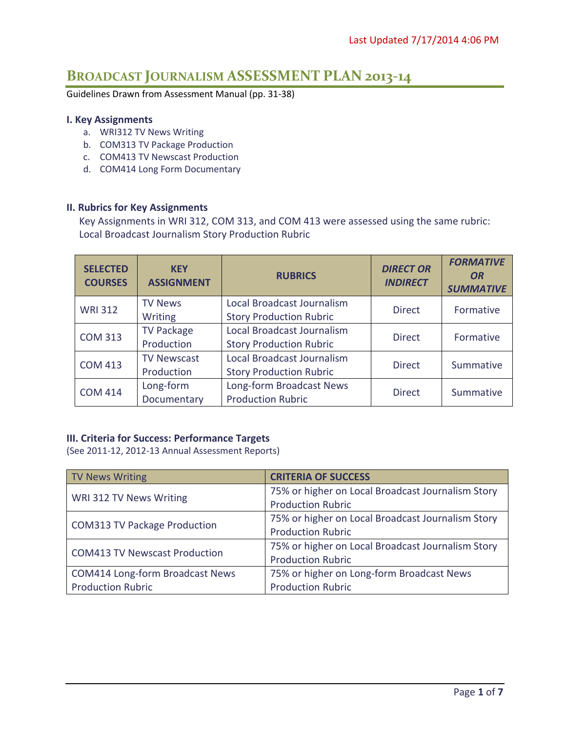Last Updated 7/17/2014 4:06 PM

# BROADCAST JOURNALISM ASSESSMENT PLAN 2013-14

Guidelines Drawn from Assessment Manual (pp. 31-38)

### I. Key Assignments

a. WRI312 TV News Writing
b. COM313 TV Package Production
c. COM413 TV Newscast Production
d. COM414 Long Form Documentary

### II. Rubrics for Key Assignments

Key Assignments in WRI 312, COM 313, and COM 413 were assessed using the same rubric: Local Broadcast Journalism Story Production Rubric

| SELECTED COURSES | KEY ASSIGNMENT | RUBRICS | *DIRECT OR INDIRECT* | *FORMATIVE OR SUMMATIVE* |
|---|---|---|---|---|
| WRI 312 | TV News Writing | Local Broadcast Journalism Story Production Rubric | Direct | Formative |
| COM 313 | TV Package Production | Local Broadcast Journalism Story Production Rubric | Direct | Formative |
| COM 413 | TV Newscast Production | Local Broadcast Journalism Story Production Rubric | Direct | Summative |
| COM 414 | Long-form Documentary | Long-form Broadcast News Production Rubric | Direct | Summative |

### III. Criteria for Success: Performance Targets

(See 2011-12, 2012-13 Annual Assessment Reports)

| TV News Writing | CRITERIA OF SUCCESS |
|---|---|
| WRI 312 TV News Writing | 75% or higher on Local Broadcast Journalism Story Production Rubric |
| COM313 TV Package Production | 75% or higher on Local Broadcast Journalism Story Production Rubric |
| COM413 TV Newscast Production | 75% or higher on Local Broadcast Journalism Story Production Rubric |
| COM414 Long-form Broadcast News Production Rubric | 75% or higher on Long-form Broadcast News Production Rubric |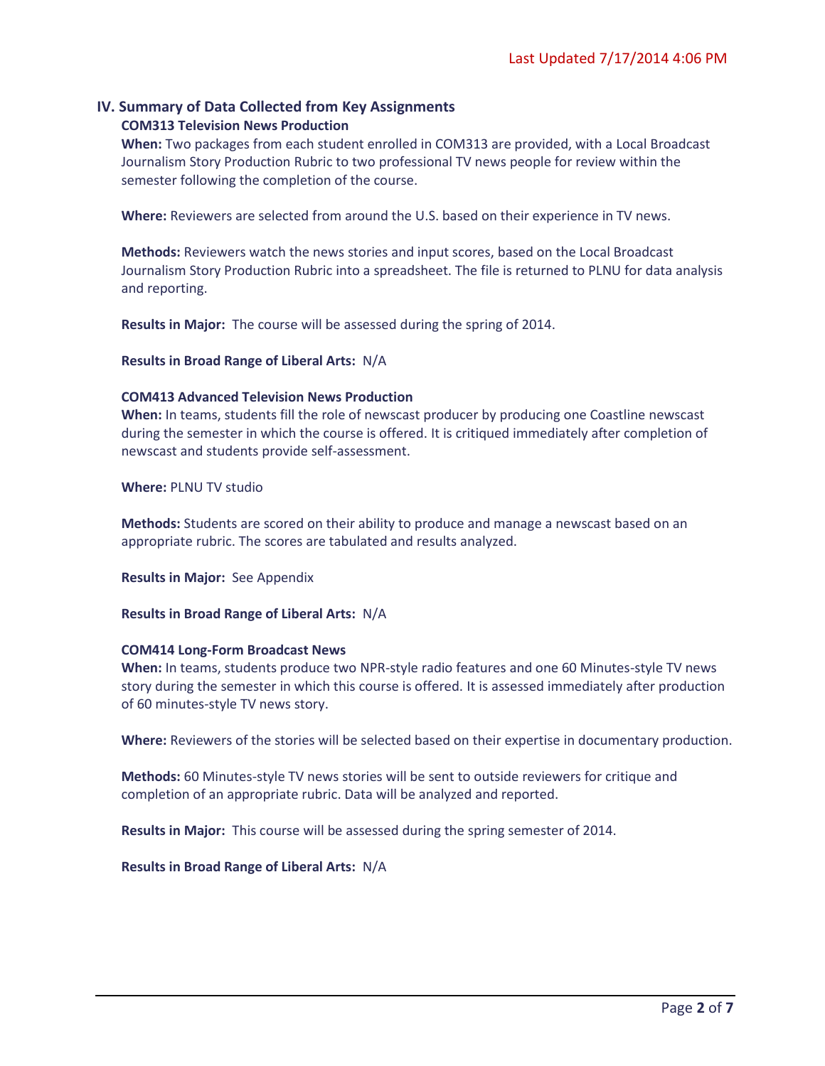## IV. Summary of Data Collected from Key Assignments

### COM313 Television News Production

**When:** Two packages from each student enrolled in COM313 are provided, with a Local Broadcast Journalism Story Production Rubric to two professional TV news people for review within the semester following the completion of the course.

**Where:** Reviewers are selected from around the U.S. based on their experience in TV news.

**Methods:** Reviewers watch the news stories and input scores, based on the Local Broadcast Journalism Story Production Rubric into a spreadsheet. The file is returned to PLNU for data analysis and reporting.

**Results in Major:** The course will be assessed during the spring of 2014.

**Results in Broad Range of Liberal Arts:** N/A

### COM413 Advanced Television News Production

**When:** In teams, students fill the role of newscast producer by producing one Coastline newscast during the semester in which the course is offered. It is critiqued immediately after completion of newscast and students provide self-assessment.

**Where:** PLNU TV studio

**Methods:** Students are scored on their ability to produce and manage a newscast based on an appropriate rubric. The scores are tabulated and results analyzed.

**Results in Major:** See Appendix

**Results in Broad Range of Liberal Arts:** N/A

### COM414 Long-Form Broadcast News

**When:** In teams, students produce two NPR-style radio features and one 60 Minutes-style TV news story during the semester in which this course is offered. It is assessed immediately after production of 60 minutes-style TV news story.

**Where:** Reviewers of the stories will be selected based on their expertise in documentary production.

**Methods:** 60 Minutes-style TV news stories will be sent to outside reviewers for critique and completion of an appropriate rubric. Data will be analyzed and reported.

**Results in Major:** This course will be assessed during the spring semester of 2014.

**Results in Broad Range of Liberal Arts:** N/A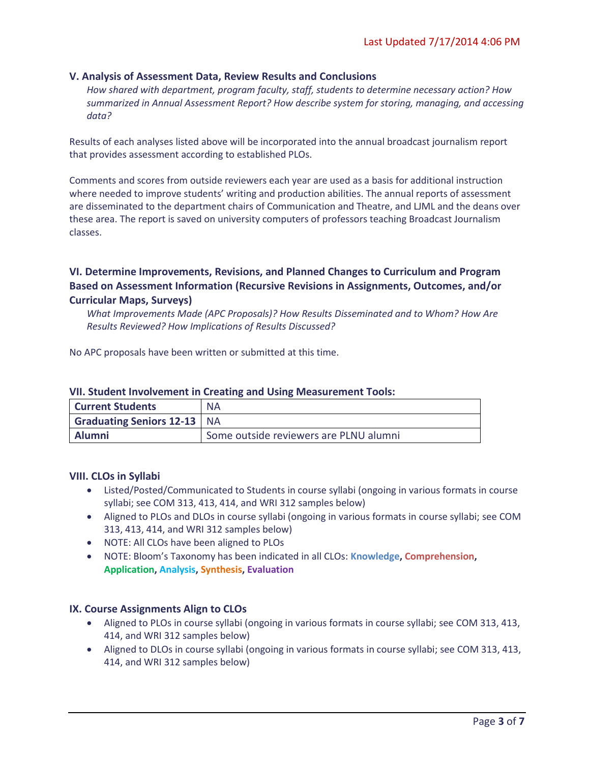## V. Analysis of Assessment Data, Review Results and Conclusions

*How shared with department, program faculty, staff, students to determine necessary action? How summarized in Annual Assessment Report? How describe system for storing, managing, and accessing data?*

Results of each analyses listed above will be incorporated into the annual broadcast journalism report that provides assessment according to established PLOs.

Comments and scores from outside reviewers each year are used as a basis for additional instruction where needed to improve students' writing and production abilities. The annual reports of assessment are disseminated to the department chairs of Communication and Theatre, and LJML and the deans over these area. The report is saved on university computers of professors teaching Broadcast Journalism classes.

## VI. Determine Improvements, Revisions, and Planned Changes to Curriculum and Program Based on Assessment Information (Recursive Revisions in Assignments, Outcomes, and/or Curricular Maps, Surveys)

*What Improvements Made (APC Proposals)? How Results Disseminated and to Whom? How Are Results Reviewed? How Implications of Results Discussed?*

No APC proposals have been written or submitted at this time.

## VII. Student Involvement in Creating and Using Measurement Tools:

| **Current Students** | NA |
|---|---|
| **Graduating Seniors 12-13** | NA |
| **Alumni** | Some outside reviewers are PLNU alumni |

## VIII. CLOs in Syllabi

- Listed/Posted/Communicated to Students in course syllabi (ongoing in various formats in course syllabi; see COM 313, 413, 414, and WRI 312 samples below)
- Aligned to PLOs and DLOs in course syllabi (ongoing in various formats in course syllabi; see COM 313, 413, 414, and WRI 312 samples below)
- NOTE: All CLOs have been aligned to PLOs
- NOTE: Bloom's Taxonomy has been indicated in all CLOs: **Knowledge**, **Comprehension**, **Application**, **Analysis**, **Synthesis**, **Evaluation**

## IX. Course Assignments Align to CLOs

- Aligned to PLOs in course syllabi (ongoing in various formats in course syllabi; see COM 313, 413, 414, and WRI 312 samples below)
- Aligned to DLOs in course syllabi (ongoing in various formats in course syllabi; see COM 313, 413, 414, and WRI 312 samples below)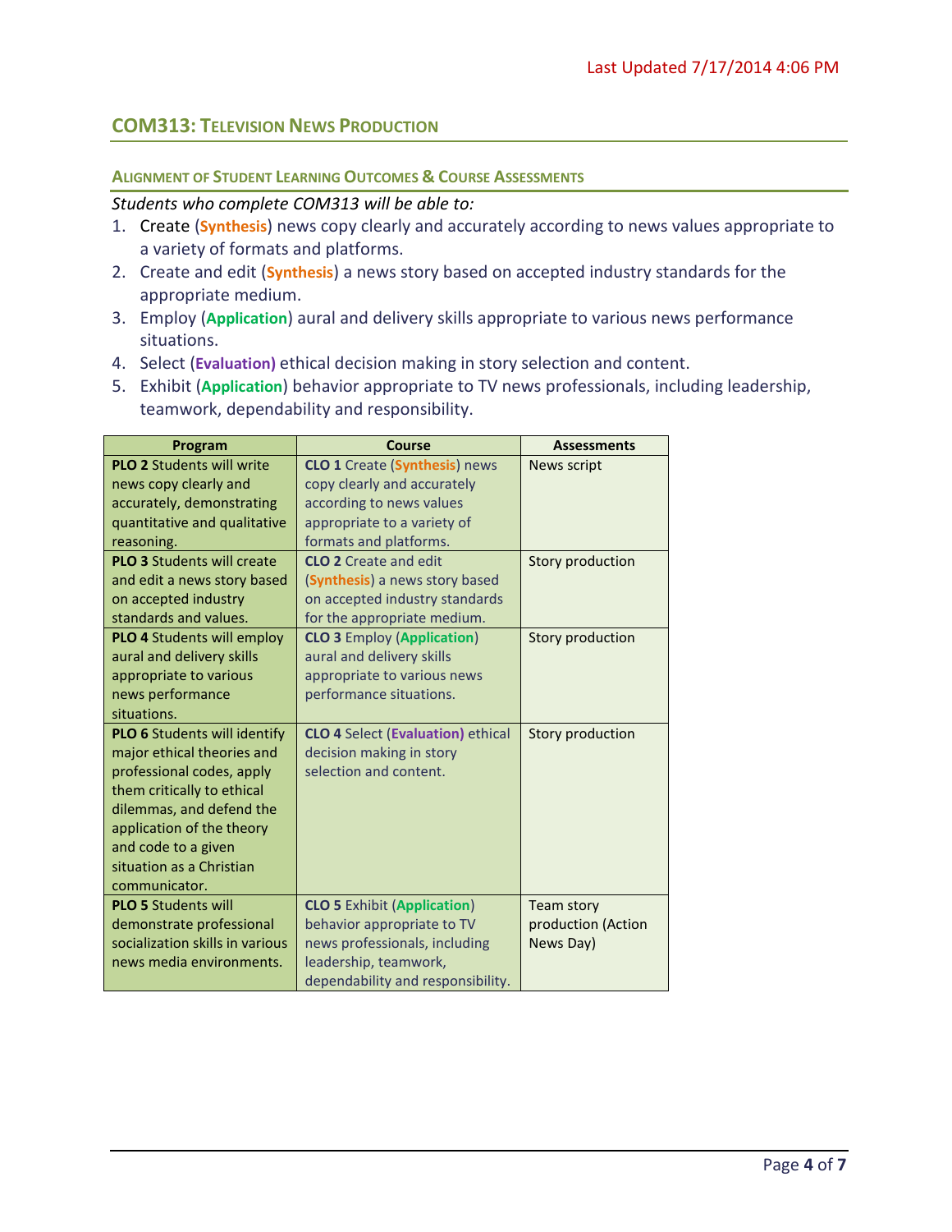## COM313: Television News Production

### Alignment of Student Learning Outcomes & Course Assessments

*Students who complete COM313 will be able to:*

1. Create (**Synthesis**) news copy clearly and accurately according to news values appropriate to a variety of formats and platforms.
2. Create and edit (**Synthesis**) a news story based on accepted industry standards for the appropriate medium.
3. Employ (**Application**) aural and delivery skills appropriate to various news performance situations.
4. Select (**Evaluation)** ethical decision making in story selection and content.
5. Exhibit (**Application**) behavior appropriate to TV news professionals, including leadership, teamwork, dependability and responsibility.

| Program | Course | Assessments |
|---|---|---|
| **PLO 2** Students will write news copy clearly and accurately, demonstrating quantitative and qualitative reasoning. | **CLO 1** Create (**Synthesis**) news copy clearly and accurately according to news values appropriate to a variety of formats and platforms. | News script |
| **PLO 3** Students will create and edit a news story based on accepted industry standards and values. | **CLO 2** Create and edit (**Synthesis**) a news story based on accepted industry standards for the appropriate medium. | Story production |
| **PLO 4** Students will employ aural and delivery skills appropriate to various news performance situations. | **CLO 3** Employ (**Application**) aural and delivery skills appropriate to various news performance situations. | Story production |
| **PLO 6** Students will identify major ethical theories and professional codes, apply them critically to ethical dilemmas, and defend the application of the theory and code to a given situation as a Christian communicator. | **CLO 4** Select (**Evaluation)** ethical decision making in story selection and content. | Story production |
| **PLO 5** Students will demonstrate professional socialization skills in various news media environments. | **CLO 5** Exhibit (**Application**) behavior appropriate to TV news professionals, including leadership, teamwork, dependability and responsibility. | Team story production (Action News Day) |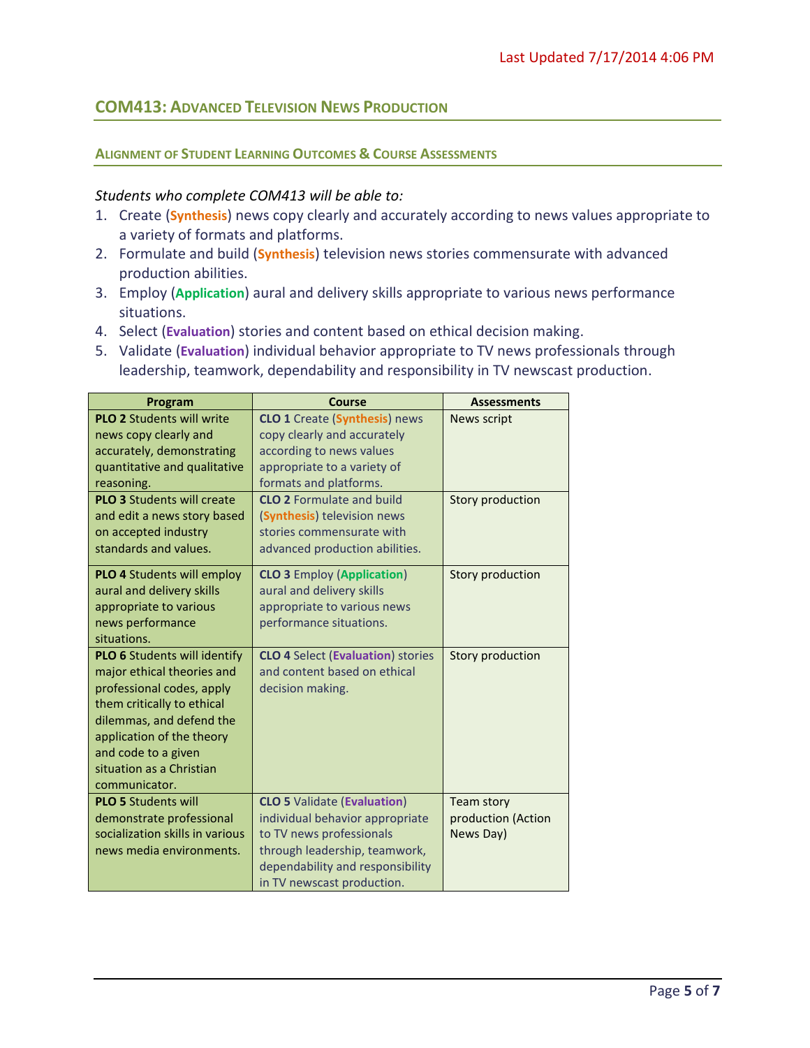## COM413: Advanced Television News Production

### Alignment of Student Learning Outcomes & Course Assessments

*Students who complete COM413 will be able to:*

1. Create (**Synthesis**) news copy clearly and accurately according to news values appropriate to a variety of formats and platforms.
2. Formulate and build (**Synthesis**) television news stories commensurate with advanced production abilities.
3. Employ (**Application**) aural and delivery skills appropriate to various news performance situations.
4. Select (**Evaluation**) stories and content based on ethical decision making.
5. Validate (**Evaluation**) individual behavior appropriate to TV news professionals through leadership, teamwork, dependability and responsibility in TV newscast production.

| Program | Course | Assessments |
|---|---|---|
| **PLO 2** Students will write news copy clearly and accurately, demonstrating quantitative and qualitative reasoning. | **CLO 1** Create (**Synthesis**) news copy clearly and accurately according to news values appropriate to a variety of formats and platforms. | News script |
| **PLO 3** Students will create and edit a news story based on accepted industry standards and values. | **CLO 2** Formulate and build (**Synthesis**) television news stories commensurate with advanced production abilities. | Story production |
| **PLO 4** Students will employ aural and delivery skills appropriate to various news performance situations. | **CLO 3** Employ (**Application**) aural and delivery skills appropriate to various news performance situations. | Story production |
| **PLO 6** Students will identify major ethical theories and professional codes, apply them critically to ethical dilemmas, and defend the application of the theory and code to a given situation as a Christian communicator. | **CLO 4** Select (**Evaluation**) stories and content based on ethical decision making. | Story production |
| **PLO 5** Students will demonstrate professional socialization skills in various news media environments. | **CLO 5** Validate (**Evaluation**) individual behavior appropriate to TV news professionals through leadership, teamwork, dependability and responsibility in TV newscast production. | Team story production (Action News Day) |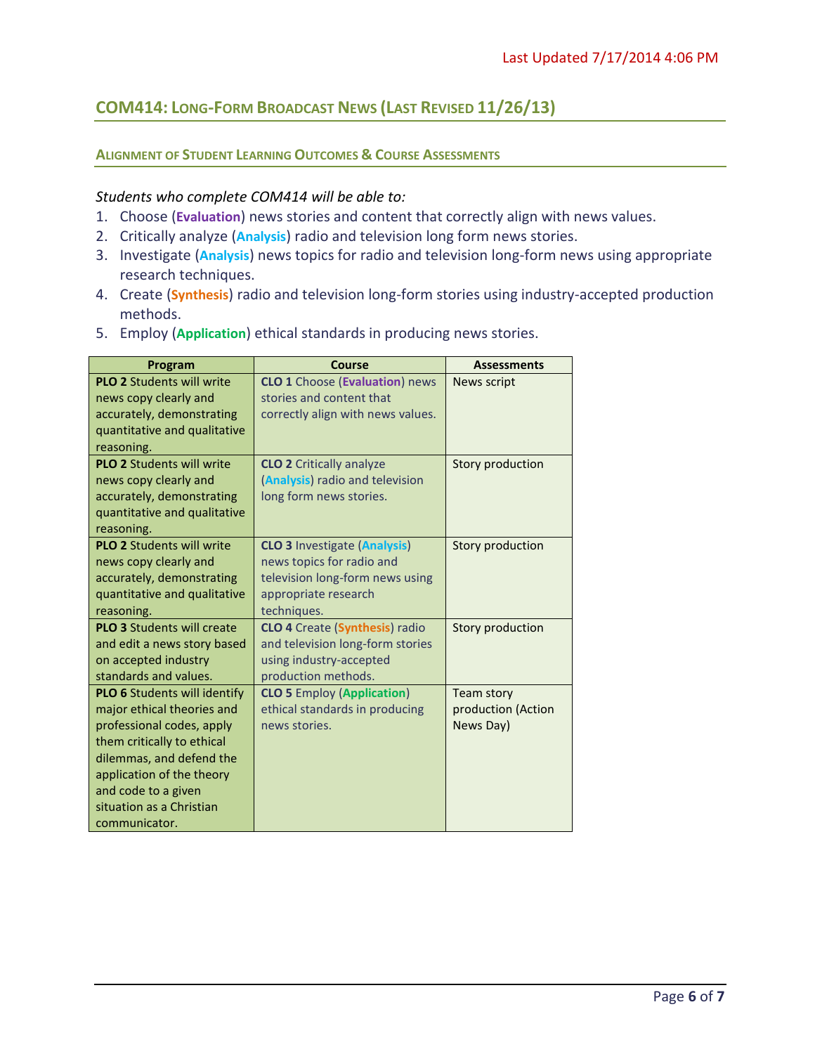## COM414: Long-Form Broadcast News (Last Revised 11/26/13)

### Alignment of Student Learning Outcomes & Course Assessments

*Students who complete COM414 will be able to:*

1. Choose (**Evaluation**) news stories and content that correctly align with news values.
2. Critically analyze (**Analysis**) radio and television long form news stories.
3. Investigate (**Analysis**) news topics for radio and television long-form news using appropriate research techniques.
4. Create (**Synthesis**) radio and television long-form stories using industry-accepted production methods.
5. Employ (**Application**) ethical standards in producing news stories.

| Program | Course | Assessments |
|---|---|---|
| **PLO 2** Students will write news copy clearly and accurately, demonstrating quantitative and qualitative reasoning. | **CLO 1** Choose (**Evaluation**) news stories and content that correctly align with news values. | News script |
| **PLO 2** Students will write news copy clearly and accurately, demonstrating quantitative and qualitative reasoning. | **CLO 2** Critically analyze (**Analysis**) radio and television long form news stories. | Story production |
| **PLO 2** Students will write news copy clearly and accurately, demonstrating quantitative and qualitative reasoning. | **CLO 3** Investigate (**Analysis**) news topics for radio and television long-form news using appropriate research techniques. | Story production |
| **PLO 3** Students will create and edit a news story based on accepted industry standards and values. | **CLO 4** Create (**Synthesis**) radio and television long-form stories using industry-accepted production methods. | Story production |
| **PLO 6** Students will identify major ethical theories and professional codes, apply them critically to ethical dilemmas, and defend the application of the theory and code to a given situation as a Christian communicator. | **CLO 5** Employ (**Application**) ethical standards in producing news stories. | Team story production (Action News Day) |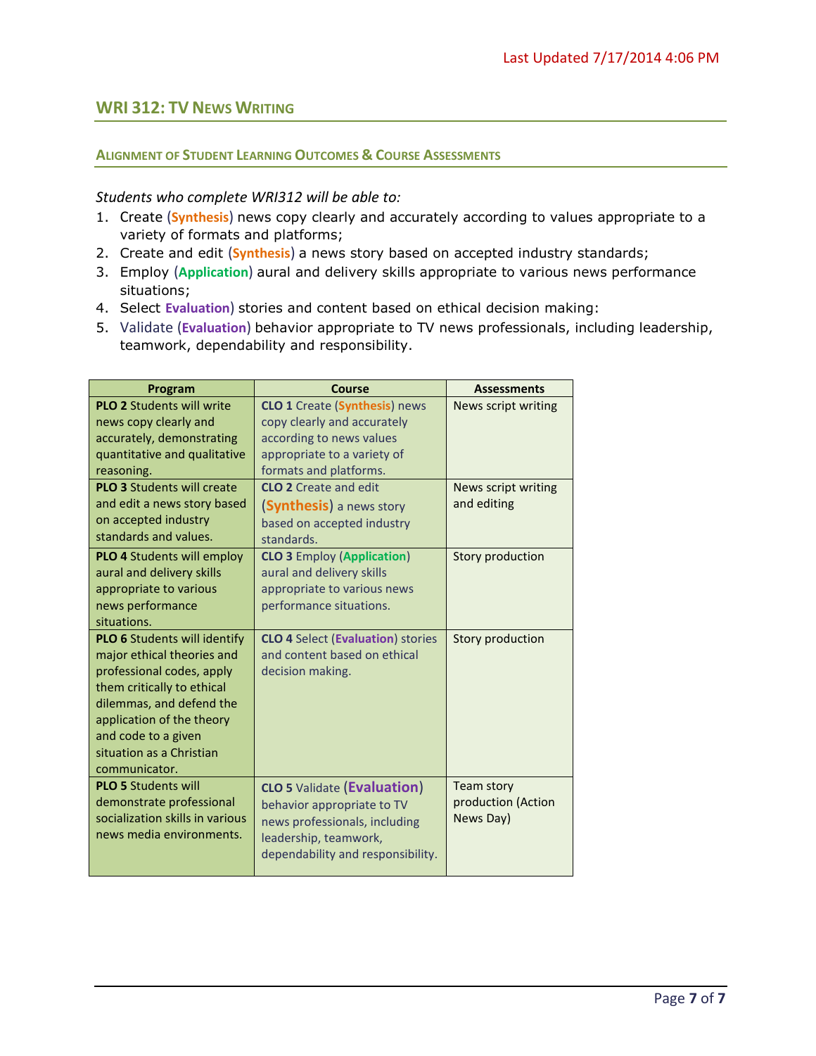Last Updated 7/17/2014 4:06 PM

## WRI 312: TV News Writing

### Alignment of Student Learning Outcomes & Course Assessments

*Students who complete WRI312 will be able to:*

1. Create (**Synthesis**) news copy clearly and accurately according to values appropriate to a variety of formats and platforms;
2. Create and edit (**Synthesis**) a news story based on accepted industry standards;
3. Employ (**Application**) aural and delivery skills appropriate to various news performance situations;
4. Select **Evaluation**) stories and content based on ethical decision making:
5. Validate (**Evaluation**) behavior appropriate to TV news professionals, including leadership, teamwork, dependability and responsibility.

| Program | Course | Assessments |
|---|---|---|
| **PLO 2** Students will write news copy clearly and accurately, demonstrating quantitative and qualitative reasoning. | **CLO 1** Create (**Synthesis**) news copy clearly and accurately according to news values appropriate to a variety of formats and platforms. | News script writing |
| **PLO 3** Students will create and edit a news story based on accepted industry standards and values. | **CLO 2** Create and edit (**Synthesis**) a news story based on accepted industry standards. | News script writing and editing |
| **PLO 4** Students will employ aural and delivery skills appropriate to various news performance situations. | **CLO 3** Employ (**Application**) aural and delivery skills appropriate to various news performance situations. | Story production |
| **PLO 6** Students will identify major ethical theories and professional codes, apply them critically to ethical dilemmas, and defend the application of the theory and code to a given situation as a Christian communicator. | **CLO 4** Select (**Evaluation**) stories and content based on ethical decision making. | Story production |
| **PLO 5** Students will demonstrate professional socialization skills in various news media environments. | **CLO 5** Validate (**Evaluation**) behavior appropriate to TV news professionals, including leadership, teamwork, dependability and responsibility. | Team story production (Action News Day) |